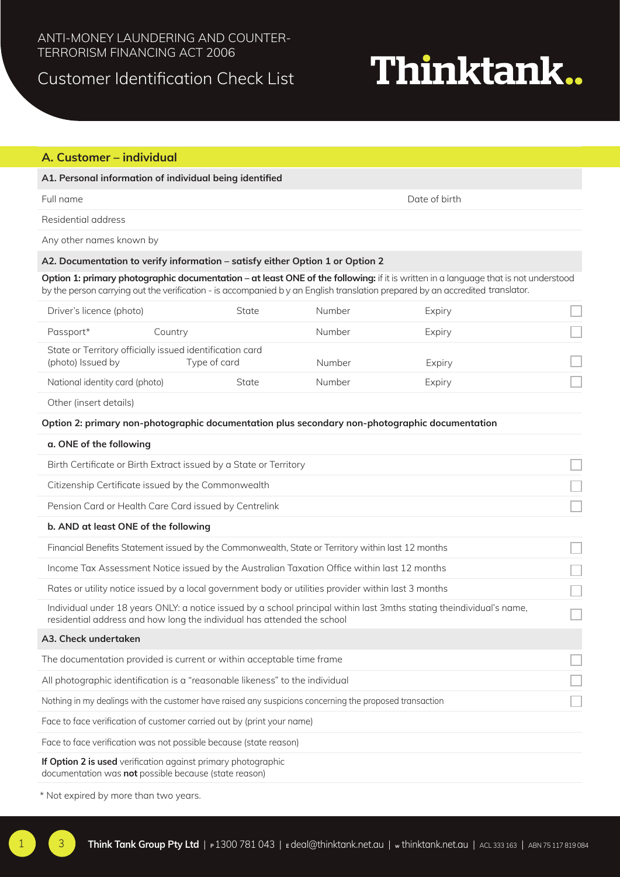ANTI-MONEY LAUNDERING AND COUNTER-TERRORISM FINANCING ACT 2006

# Customer Identification Check List

Thinktank..

## A. Customer – individual

### A1. Personal information of individual being identified

| Full name | Date of birth |
|---|---|
| Residential address | |
| Any other names known by | |

### A2. Documentation to verify information – satisfy either Option 1 or Option 2

**Option 1: primary photographic documentation – at least ONE of the following:** if it is written in a language that is not understood by the person carrying out the verification - is accompanied b y an English translation prepared by an accredited translator.

| Document | | Number | Expiry | |
|---|---|---|---|---|
| Driver's licence (photo) | State | Number | Expiry | ☐ |
| Passport* | Country | Number | Expiry | ☐ |
| State or Territory officially issued identification card (photo) Issued by | Type of card | Number | Expiry | ☐ |
| National identity card (photo) | State | Number | Expiry | ☐ |
| Other (insert details) | | | | |

**Option 2: primary non-photographic documentation plus secondary non-photographic documentation**

**a. ONE of the following**

| Document | |
|---|---|
| Birth Certificate or Birth Extract issued by a State or Territory | ☐ |
| Citizenship Certificate issued by the Commonwealth | ☐ |
| Pension Card or Health Care Card issued by Centrelink | ☐ |

**b. AND at least ONE of the following**

| Document | |
|---|---|
| Financial Benefits Statement issued by the Commonwealth, State or Territory within last 12 months | ☐ |
| Income Tax Assessment Notice issued by the Australian Taxation Office within last 12 months | ☐ |
| Rates or utility notice issued by a local government body or utilities provider within last 3 months | ☐ |
| Individual under 18 years ONLY: a notice issued by a school principal within last 3mths stating theindividual's name, residential address and how long the individual has attended the school | ☐ |

### A3. Check undertaken

| Check | |
|---|---|
| The documentation provided is current or within acceptable time frame | ☐ |
| All photographic identification is a "reasonable likeness" to the individual | ☐ |
| Nothing in my dealings with the customer have raised any suspicions concerning the proposed transaction | ☐ |
| Face to face verification of customer carried out by (print your name) | |
| Face to face verification was not possible because (state reason) | |
| **If Option 2 is used** verification against primary photographic documentation was **not** possible because (state reason) | |

\* Not expired by more than two years.

**Think Tank Group Pty Ltd** | P 1300 781 043 | E deal@thinktank.net.au | W thinktank.net.au | ACL 333 163 | ABN 75 117 819 084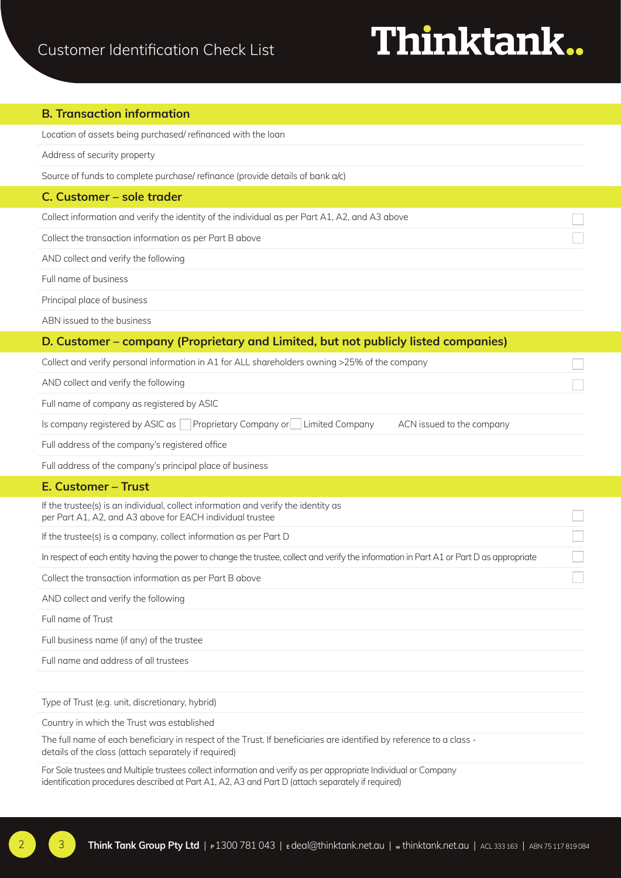## B. Transaction information

Location of assets being purchased/ refinanced with the loan

Address of security property

Source of funds to complete purchase/ refinance (provide details of bank a/c)

## C. Customer – sole trader

- [ ] Collect information and verify the identity of the individual as per Part A1, A2, and A3 above
- [ ] Collect the transaction information as per Part B above

AND collect and verify the following

Full name of business

Principal place of business

ABN issued to the business

## D. Customer – company (Proprietary and Limited, but not publicly listed companies)

- [ ] Collect and verify personal information in A1 for ALL shareholders owning >25% of the company
- [ ] AND collect and verify the following

Full name of company as registered by ASIC

Is company registered by ASIC as ☐ Proprietary Company or ☐ Limited Company    ACN issued to the company

Full address of the company's registered office

Full address of the company's principal place of business

## E. Customer – Trust

- [ ] If the trustee(s) is an individual, collect information and verify the identity as per Part A1, A2, and A3 above for EACH individual trustee
- [ ] If the trustee(s) is a company, collect information as per Part D
- [ ] In respect of each entity having the power to change the trustee, collect and verify the information in Part A1 or Part D as appropriate
- [ ] Collect the transaction information as per Part B above

AND collect and verify the following

Full name of Trust

Full business name (if any) of the trustee

Full name and address of all trustees

Type of Trust (e.g. unit, discretionary, hybrid)

Country in which the Trust was established

The full name of each beneficiary in respect of the Trust. If beneficiaries are identified by reference to a class - details of the class (attach separately if required)

For Sole trustees and Multiple trustees collect information and verify as per appropriate Individual or Company identification procedures described at Part A1, A2, A3 and Part D (attach separately if required)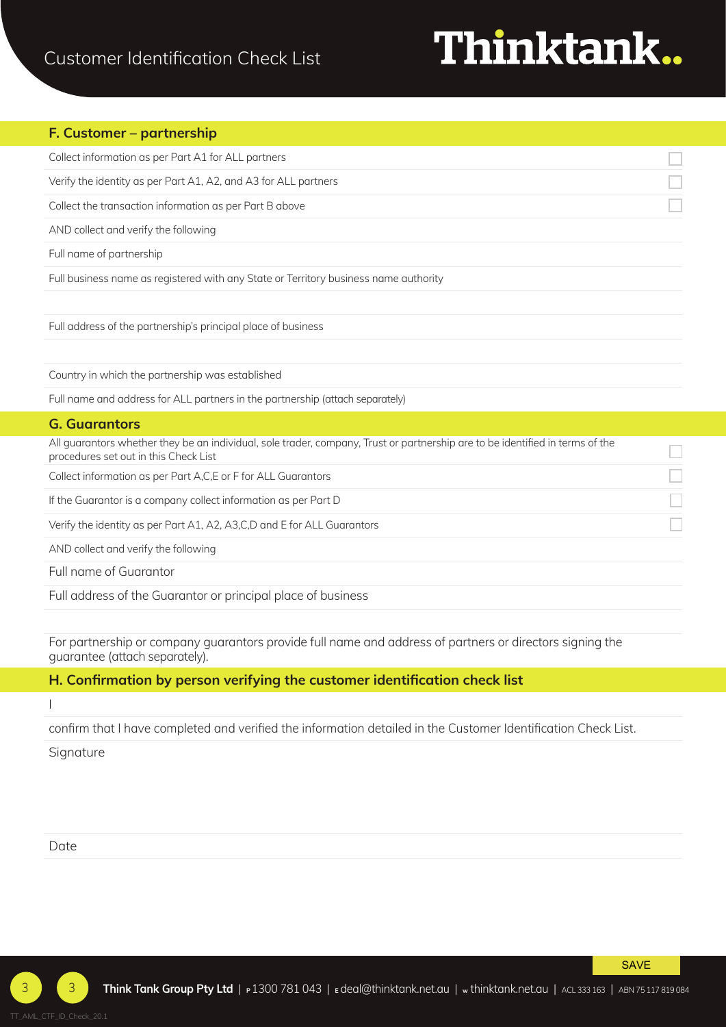Customer Identification Check List

Thinktank..

## F. Customer – partnership

- Collect information as per Part A1 for ALL partners ☐
- Verify the identity as per Part A1, A2, and A3 for ALL partners ☐
- Collect the transaction information as per Part B above ☐

AND collect and verify the following

Full name of partnership

Full business name as registered with any State or Territory business name authority

Full address of the partnership's principal place of business

Country in which the partnership was established

Full name and address for ALL partners in the partnership (attach separately)

## G. Guarantors

- All guarantors whether they be an individual, sole trader, company, Trust or partnership are to be identified in terms of the procedures set out in this Check List ☐
- Collect information as per Part A,C,E or F for ALL Guarantors ☐
- If the Guarantor is a company collect information as per Part D ☐
- Verify the identity as per Part A1, A2, A3,C,D and E for ALL Guarantors ☐

AND collect and verify the following

Full name of Guarantor

Full address of the Guarantor or principal place of business

For partnership or company guarantors provide full name and address of partners or directors signing the guarantee (attach separately).

## H. Confirmation by person verifying the customer identification check list

I

confirm that I have completed and verified the information detailed in the Customer Identification Check List.

Signature

Date

SAVE

**Think Tank Group Pty Ltd** | P 1300 781 043 | E deal@thinktank.net.au | W thinktank.net.au | ACL 333 163 | ABN 75 117 819 084

TT_AML_CTF_ID_Check_20.1